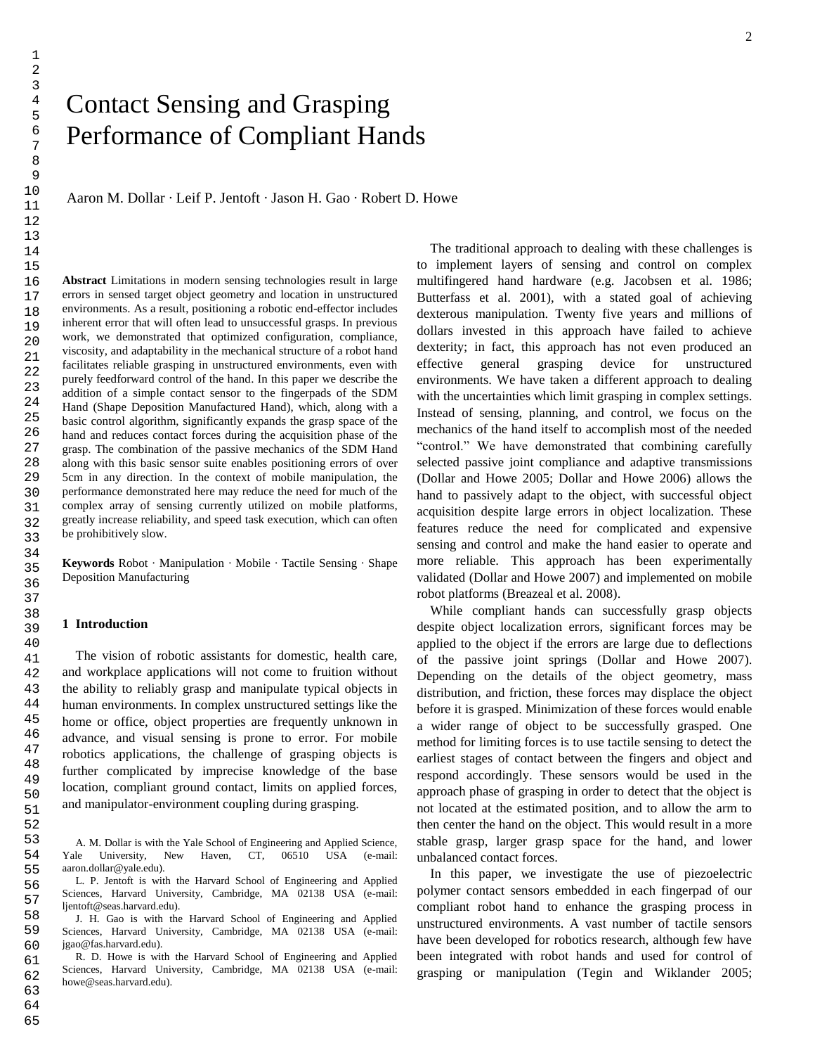# Contact Sensing and Grasping Performance of Compliant Hands

Aaron M. Dollar · Leif P. Jentoft · Jason H. Gao · Robert D. Howe

**Abstract** Limitations in modern sensing technologies result in large errors in sensed target object geometry and location in unstructured environments. As a result, positioning a robotic end-effector includes inherent error that will often lead to unsuccessful grasps. In previous work, we demonstrated that optimized configuration, compliance, viscosity, and adaptability in the mechanical structure of a robot hand facilitates reliable grasping in unstructured environments, even with purely feedforward control of the hand. In this paper we describe the addition of a simple contact sensor to the fingerpads of the SDM Hand (Shape Deposition Manufactured Hand), which, along with a basic control algorithm, significantly expands the grasp space of the hand and reduces contact forces during the acquisition phase of the grasp. The combination of the passive mechanics of the SDM Hand along with this basic sensor suite enables positioning errors of over 5cm in any direction. In the context of mobile manipulation, the performance demonstrated here may reduce the need for much of the complex array of sensing currently utilized on mobile platforms, greatly increase reliability, and speed task execution, which can often be prohibitively slow.

**Keywords** Robot · Manipulation · Mobile · Tactile Sensing · Shape Deposition Manufacturing

## 1 Introduction

The vision of robotic assistants for domestic, health care, and workplace applications will not come to fruition without the ability to reliably grasp and manipulate typical objects in human environments. In complex unstructured settings like the home or office, object properties are frequently unknown in advance, and visual sensing is prone to error. For mobile robotics applications, the challenge of grasping objects is further complicated by imprecise knowledge of the base location, compliant ground contact, limits on applied forces, and manipulator-environment coupling during grasping.

A. M. Dollar is with the Yale School of Engineering and Applied Science, Yale University, New Haven, CT, 06510 USA (e-mail: aaron.dollar@yale.edu).

L. P. Jentoft is with the Harvard School of Engineering and Applied Sciences, Harvard University, Cambridge, MA 02138 USA (e-mail: ljentoft@seas.harvard.edu).

J. H. Gao is with the Harvard School of Engineering and Applied Sciences, Harvard University, Cambridge, MA 02138 USA (e-mail: jgao@fas.harvard.edu).

R. D. Howe is with the Harvard School of Engineering and Applied Sciences, Harvard University, Cambridge, MA 02138 USA (e-mail: howe@seas.harvard.edu).

The traditional approach to dealing with these challenges is to implement layers of sensing and control on complex multifingered hand hardware (e.g. Jacobsen et al. 1986; Butterfass et al. 2001), with a stated goal of achieving dexterous manipulation. Twenty five years and millions of dollars invested in this approach have failed to achieve dexterity; in fact, this approach has not even produced an effective general grasping device for unstructured environments. We have taken a different approach to dealing with the uncertainties which limit grasping in complex settings. Instead of sensing, planning, and control, we focus on the mechanics of the hand itself to accomplish most of the needed "control." We have demonstrated that combining carefully selected passive joint compliance and adaptive transmissions (Dollar and Howe 2005; Dollar and Howe 2006) allows the hand to passively adapt to the object, with successful object acquisition despite large errors in object localization. These features reduce the need for complicated and expensive sensing and control and make the hand easier to operate and more reliable. This approach has been experimentally validated (Dollar and Howe 2007) and implemented on mobile robot platforms (Breazeal et al. 2008).

While compliant hands can successfully grasp objects despite object localization errors, significant forces may be applied to the object if the errors are large due to deflections of the passive joint springs (Dollar and Howe 2007). Depending on the details of the object geometry, mass distribution, and friction, these forces may displace the object before it is grasped. Minimization of these forces would enable a wider range of object to be successfully grasped. One method for limiting forces is to use tactile sensing to detect the earliest stages of contact between the fingers and object and respond accordingly. These sensors would be used in the approach phase of grasping in order to detect that the object is not located at the estimated position, and to allow the arm to then center the hand on the object. This would result in a more stable grasp, larger grasp space for the hand, and lower unbalanced contact forces.

In this paper, we investigate the use of piezoelectric polymer contact sensors embedded in each fingerpad of our compliant robot hand to enhance the grasping process in unstructured environments. A vast number of tactile sensors have been developed for robotics research, although few have been integrated with robot hands and used for control of grasping or manipulation (Tegin and Wiklander 2005;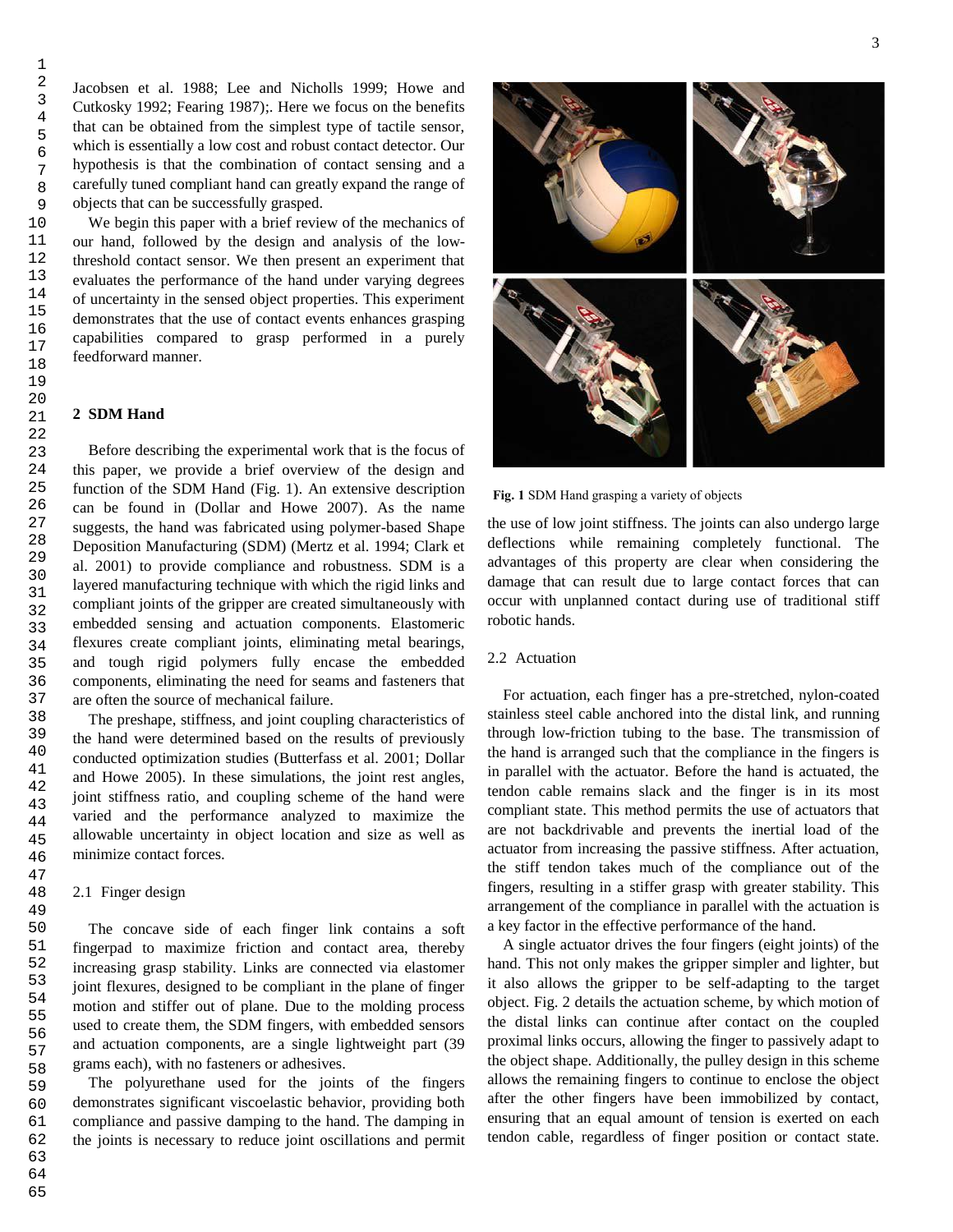Jacobsen et al. 1988; Lee and Nicholls 1999; Howe and Cutkosky 1992; Fearing 1987);. Here we focus on the benefits that can be obtained from the simplest type of tactile sensor, which is essentially a low cost and robust contact detector. Our hypothesis is that the combination of contact sensing and a carefully tuned compliant hand can greatly expand the range of objects that can be successfully grasped.

We begin this paper with a brief review of the mechanics of our hand, followed by the design and analysis of the low-threshold contact sensor. We then present an experiment that evaluates the performance of the hand under varying degrees of uncertainty in the sensed object properties. This experiment demonstrates that the use of contact events enhances grasping capabilities compared to grasp performed in a purely feedforward manner.

## 2 SDM Hand

Before describing the experimental work that is the focus of this paper, we provide a brief overview of the design and function of the SDM Hand (Fig. 1). An extensive description can be found in (Dollar and Howe 2007). As the name suggests, the hand was fabricated using polymer-based Shape Deposition Manufacturing (SDM) (Mertz et al. 1994; Clark et al. 2001) to provide compliance and robustness. SDM is a layered manufacturing technique with which the rigid links and compliant joints of the gripper are created simultaneously with embedded sensing and actuation components. Elastomeric flexures create compliant joints, eliminating metal bearings, and tough rigid polymers fully encase the embedded components, eliminating the need for seams and fasteners that are often the source of mechanical failure.

The preshape, stiffness, and joint coupling characteristics of the hand were determined based on the results of previously conducted optimization studies (Butterfass et al. 2001; Dollar and Howe 2005). In these simulations, the joint rest angles, joint stiffness ratio, and coupling scheme of the hand were varied and the performance analyzed to maximize the allowable uncertainty in object location and size as well as minimize contact forces.

### 2.1 Finger design

The concave side of each finger link contains a soft fingerpad to maximize friction and contact area, thereby increasing grasp stability. Links are connected via elastomer joint flexures, designed to be compliant in the plane of finger motion and stiffer out of plane. Due to the molding process used to create them, the SDM fingers, with embedded sensors and actuation components, are a single lightweight part (39 grams each), with no fasteners or adhesives.

The polyurethane used for the joints of the fingers demonstrates significant viscoelastic behavior, providing both compliance and passive damping to the hand. The damping in the joints is necessary to reduce joint oscillations and permit the use of low joint stiffness. The joints can also undergo large deflections while remaining completely functional. The advantages of this property are clear when considering the damage that can result due to large contact forces that can occur with unplanned contact during use of traditional stiff robotic hands.

**Fig. 1** SDM Hand grasping a variety of objects

### 2.2 Actuation

For actuation, each finger has a pre-stretched, nylon-coated stainless steel cable anchored into the distal link, and running through low-friction tubing to the base. The transmission of the hand is arranged such that the compliance in the fingers is in parallel with the actuator. Before the hand is actuated, the tendon cable remains slack and the finger is in its most compliant state. This method permits the use of actuators that are not backdrivable and prevents the inertial load of the actuator from increasing the passive stiffness. After actuation, the stiff tendon takes much of the compliance out of the fingers, resulting in a stiffer grasp with greater stability. This arrangement of the compliance in parallel with the actuation is a key factor in the effective performance of the hand.

A single actuator drives the four fingers (eight joints) of the hand. This not only makes the gripper simpler and lighter, but it also allows the gripper to be self-adapting to the target object. Fig. 2 details the actuation scheme, by which motion of the distal links can continue after contact on the coupled proximal links occurs, allowing the finger to passively adapt to the object shape. Additionally, the pulley design in this scheme allows the remaining fingers to continue to enclose the object after the other fingers have been immobilized by contact, ensuring that an equal amount of tension is exerted on each tendon cable, regardless of finger position or contact state.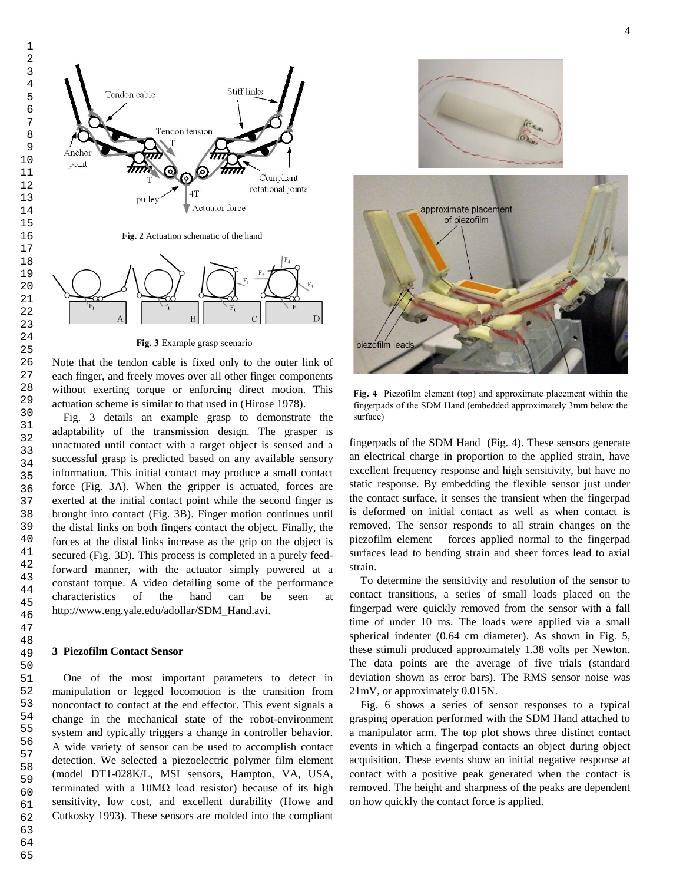Fig. 2 Actuation schematic of the hand

Fig. 3 Example grasp scenario

Note that the tendon cable is fixed only to the outer link of each finger, and freely moves over all other finger components without exerting torque or enforcing direct motion. This actuation scheme is similar to that used in (Hirose 1978).

Fig. 3 details an example grasp to demonstrate the adaptability of the transmission design. The grasper is unactuated until contact with a target object is sensed and a successful grasp is predicted based on any available sensory information. This initial contact may produce a small contact force (Fig. 3A). When the gripper is actuated, forces are exerted at the initial contact point while the second finger is brought into contact (Fig. 3B). Finger motion continues until the distal links on both fingers contact the object. Finally, the forces at the distal links increase as the grip on the object is secured (Fig. 3D). This process is completed in a purely feed-forward manner, with the actuator simply powered at a constant torque. A video detailing some of the performance characteristics of the hand can be seen at http://www.eng.yale.edu/adollar/SDM_Hand.avi.

## 3 Piezofilm Contact Sensor

One of the most important parameters to detect in manipulation or legged locomotion is the transition from noncontact to contact at the end effector. This event signals a change in the mechanical state of the robot-environment system and typically triggers a change in controller behavior. A wide variety of sensor can be used to accomplish contact detection. We selected a piezoelectric polymer film element (model DT1-028K/L, MSI sensors, Hampton, VA, USA, terminated with a 10MΩ load resistor) because of its high sensitivity, low cost, and excellent durability (Howe and Cutkosky 1993). These sensors are molded into the compliant fingerpads of the SDM Hand (Fig. 4). These sensors generate an electrical charge in proportion to the applied strain, have excellent frequency response and high sensitivity, but have no static response. By embedding the flexible sensor just under the contact surface, it senses the transient when the fingerpad is deformed on initial contact as well as when contact is removed. The sensor responds to all strain changes on the piezofilm element – forces applied normal to the fingerpad surfaces lead to bending strain and sheer forces lead to axial strain.

Fig. 4 Piezofilm element (top) and approximate placement within the fingerpads of the SDM Hand (embedded approximately 3mm below the surface)

To determine the sensitivity and resolution of the sensor to contact transitions, a series of small loads placed on the fingerpad were quickly removed from the sensor with a fall time of under 10 ms. The loads were applied via a small spherical indenter (0.64 cm diameter). As shown in Fig. 5, these stimuli produced approximately 1.38 volts per Newton. The data points are the average of five trials (standard deviation shown as error bars). The RMS sensor noise was 21mV, or approximately 0.015N.

Fig. 6 shows a series of sensor responses to a typical grasping operation performed with the SDM Hand attached to a manipulator arm. The top plot shows three distinct contact events in which a fingerpad contacts an object during object acquisition. These events show an initial negative response at contact with a positive peak generated when the contact is removed. The height and sharpness of the peaks are dependent on how quickly the contact force is applied.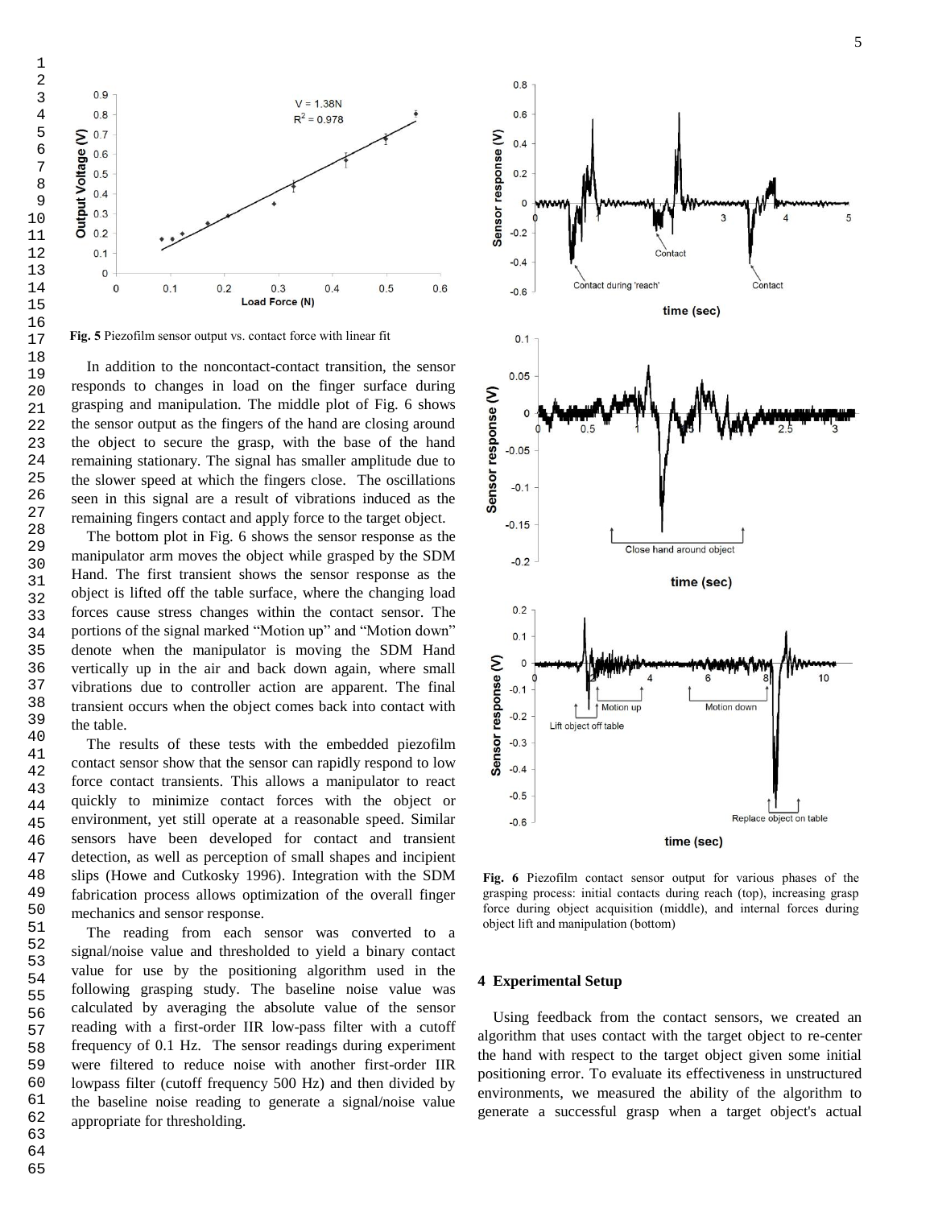Output Voltage (V)

Load Force (N)

V = 1.38N

$R^2$ = 0.978

0.9
0.8
0.7
0.6
0.5
0.4
0.3
0.2
0.1
0

0 0.1 0.2 0.3 0.4 0.5 0.6

**Fig. 5** Piezofilm sensor output vs. contact force with linear fit

In addition to the noncontact-contact transition, the sensor responds to changes in load on the finger surface during grasping and manipulation. The middle plot of Fig. 6 shows the sensor output as the fingers of the hand are closing around the object to secure the grasp, with the base of the hand remaining stationary. The signal has smaller amplitude due to the slower speed at which the fingers close. The oscillations seen in this signal are a result of vibrations induced as the remaining fingers contact and apply force to the target object.

The bottom plot in Fig. 6 shows the sensor response as the manipulator arm moves the object while grasped by the SDM Hand. The first transient shows the sensor response as the object is lifted off the table surface, where the changing load forces cause stress changes within the contact sensor. The portions of the signal marked "Motion up" and "Motion down" denote when the manipulator is moving the SDM Hand vertically up in the air and back down again, where small vibrations due to controller action are apparent. The final transient occurs when the object comes back into contact with the table.

The results of these tests with the embedded piezofilm contact sensor show that the sensor can rapidly respond to low force contact transients. This allows a manipulator to react quickly to minimize contact forces with the object or environment, yet still operate at a reasonable speed. Similar sensors have been developed for contact and transient detection, as well as perception of small shapes and incipient slips (Howe and Cutkosky 1996). Integration with the SDM fabrication process allows optimization of the overall finger mechanics and sensor response.

The reading from each sensor was converted to a signal/noise value and thresholded to yield a binary contact value for use by the positioning algorithm used in the following grasping study. The baseline noise value was calculated by averaging the absolute value of the sensor reading with a first-order IIR low-pass filter with a cutoff frequency of 0.1 Hz. The sensor readings during experiment were filtered to reduce noise with another first-order IIR lowpass filter (cutoff frequency 500 Hz) and then divided by the baseline noise reading to generate a signal/noise value appropriate for thresholding.

Sensor response (V)

time (sec)

Contact during 'reach'

Contact

Contact

0.8
0.6
0.4
0.2
0
-0.2
-0.4
-0.6

0 1 3 4 5

Sensor response (V)

time (sec)

Close hand around object

0.1
0.05
0
-0.05
-0.1
-0.15
-0.2

0 0.5 1 2.5 3

Sensor response (V)

time (sec)

Motion up

Motion down

Lift object off table

Replace object on table

0.2
0.1
0
-0.1
-0.2
-0.3
-0.4
-0.5
-0.6

0 4 6 8 10

**Fig. 6** Piezofilm contact sensor output for various phases of the grasping process: initial contacts during reach (top), increasing grasp force during object acquisition (middle), and internal forces during object lift and manipulation (bottom)

## 4 Experimental Setup

Using feedback from the contact sensors, we created an algorithm that uses contact with the target object to re-center the hand with respect to the target object given some initial positioning error. To evaluate its effectiveness in unstructured environments, we measured the ability of the algorithm to generate a successful grasp when a target object's actual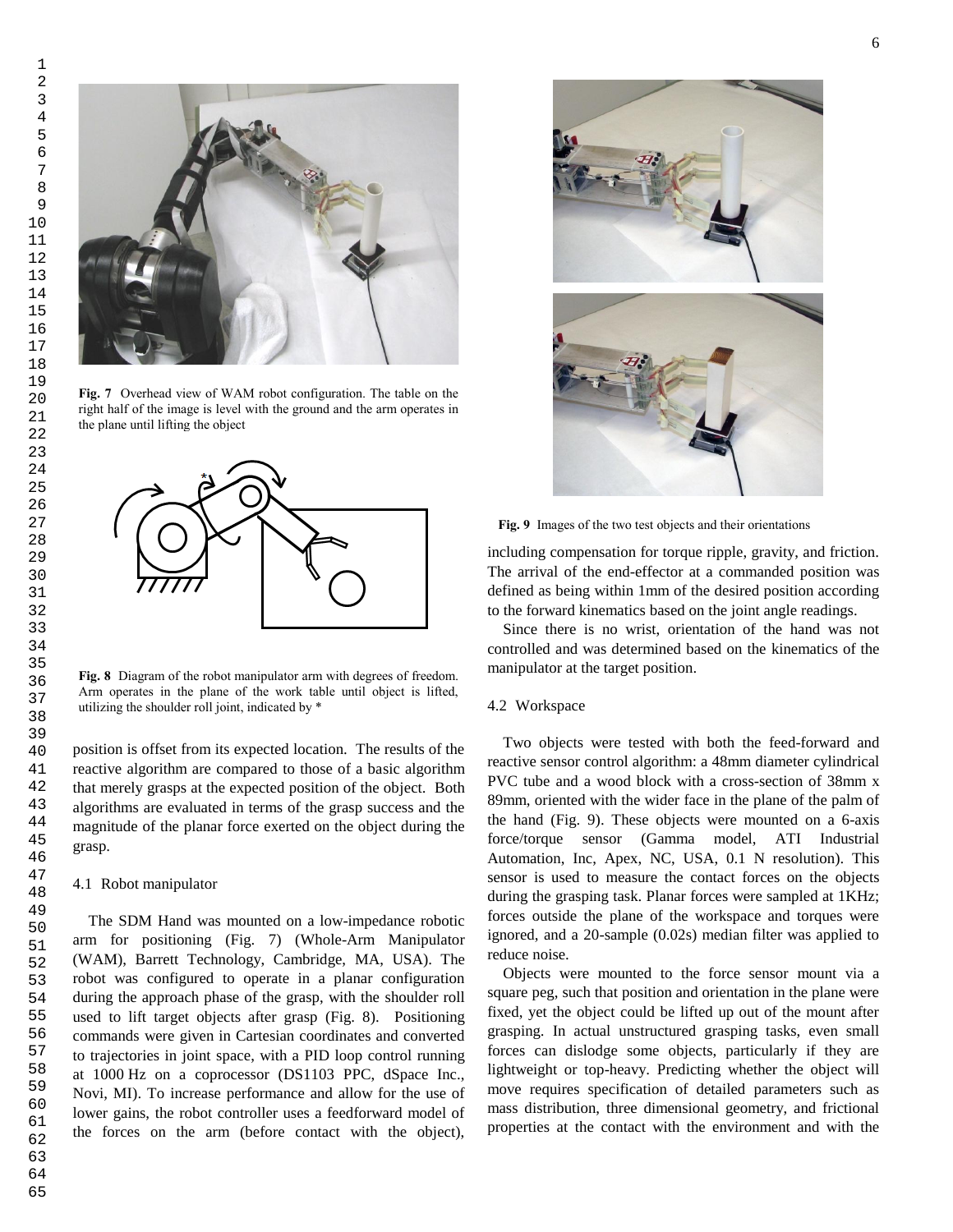Fig. 7 Overhead view of WAM robot configuration. The table on the right half of the image is level with the ground and the arm operates in the plane until lifting the object

Fig. 8 Diagram of the robot manipulator arm with degrees of freedom. Arm operates in the plane of the work table until object is lifted, utilizing the shoulder roll joint, indicated by *

position is offset from its expected location. The results of the reactive algorithm are compared to those of a basic algorithm that merely grasps at the expected position of the object. Both algorithms are evaluated in terms of the grasp success and the magnitude of the planar force exerted on the object during the grasp.

### 4.1 Robot manipulator

The SDM Hand was mounted on a low-impedance robotic arm for positioning (Fig. 7) (Whole-Arm Manipulator (WAM), Barrett Technology, Cambridge, MA, USA). The robot was configured to operate in a planar configuration during the approach phase of the grasp, with the shoulder roll used to lift target objects after grasp (Fig. 8). Positioning commands were given in Cartesian coordinates and converted to trajectories in joint space, with a PID loop control running at 1000 Hz on a coprocessor (DS1103 PPC, dSpace Inc., Novi, MI). To increase performance and allow for the use of lower gains, the robot controller uses a feedforward model of the forces on the arm (before contact with the object), including compensation for torque ripple, gravity, and friction. The arrival of the end-effector at a commanded position was defined as being within 1mm of the desired position according to the forward kinematics based on the joint angle readings.

Since there is no wrist, orientation of the hand was not controlled and was determined based on the kinematics of the manipulator at the target position.

Fig. 9 Images of the two test objects and their orientations

### 4.2 Workspace

Two objects were tested with both the feed-forward and reactive sensor control algorithm: a 48mm diameter cylindrical PVC tube and a wood block with a cross-section of 38mm x 89mm, oriented with the wider face in the plane of the palm of the hand (Fig. 9). These objects were mounted on a 6-axis force/torque sensor (Gamma model, ATI Industrial Automation, Inc, Apex, NC, USA, 0.1 N resolution). This sensor is used to measure the contact forces on the objects during the grasping task. Planar forces were sampled at 1KHz; forces outside the plane of the workspace and torques were ignored, and a 20-sample (0.02s) median filter was applied to reduce noise.

Objects were mounted to the force sensor mount via a square peg, such that position and orientation in the plane were fixed, yet the object could be lifted up out of the mount after grasping. In actual unstructured grasping tasks, even small forces can dislodge some objects, particularly if they are lightweight or top-heavy. Predicting whether the object will move requires specification of detailed parameters such as mass distribution, three dimensional geometry, and frictional properties at the contact with the environment and with the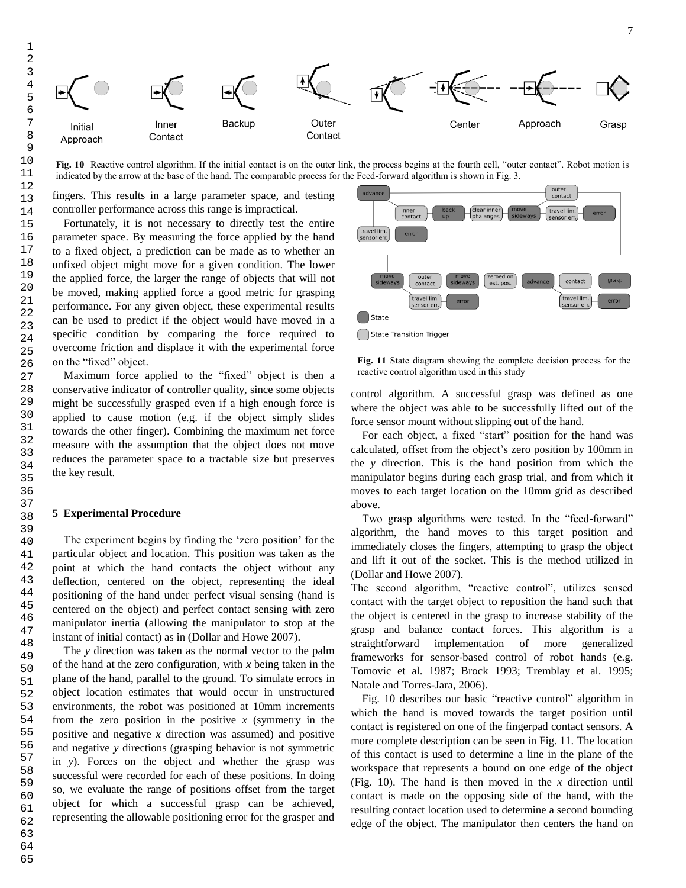Initial Approach

Inner Contact

Backup

Outer Contact

Center

Approach

Grasp

**Fig. 10** Reactive control algorithm. If the initial contact is on the outer link, the process begins at the fourth cell, "outer contact". Robot motion is indicated by the arrow at the base of the hand. The comparable process for the Feed-forward algorithm is shown in Fig. 3.

fingers. This results in a large parameter space, and testing controller performance across this range is impractical.

Fortunately, it is not necessary to directly test the entire parameter space. By measuring the force applied by the hand to a fixed object, a prediction can be made as to whether an unfixed object might move for a given condition. The lower the applied force, the larger the range of objects that will not be moved, making applied force a good metric for grasping performance. For any given object, these experimental results can be used to predict if the object would have moved in a specific condition by comparing the force required to overcome friction and displace it with the experimental force on the "fixed" object.

Maximum force applied to the "fixed" object is then a conservative indicator of controller quality, since some objects might be successfully grasped even if a high enough force is applied to cause motion (e.g. if the object simply slides towards the other finger). Combining the maximum net force measure with the assumption that the object does not move reduces the parameter space to a tractable size but preserves the key result.

## 5 Experimental Procedure

The experiment begins by finding the 'zero position' for the particular object and location. This position was taken as the point at which the hand contacts the object without any deflection, centered on the object, representing the ideal positioning of the hand under perfect visual sensing (hand is centered on the object) and perfect contact sensing with zero manipulator inertia (allowing the manipulator to stop at the instant of initial contact) as in (Dollar and Howe 2007).

The *y* direction was taken as the normal vector to the palm of the hand at the zero configuration, with *x* being taken in the plane of the hand, parallel to the ground. To simulate errors in object location estimates that would occur in unstructured environments, the robot was positioned at 10mm increments from the zero position in the positive *x* (symmetry in the positive and negative *x* direction was assumed) and positive and negative *y* directions (grasping behavior is not symmetric in *y*). Forces on the object and whether the grasp was successful were recorded for each of these positions. In doing so, we evaluate the range of positions offset from the target object for which a successful grasp can be achieved, representing the allowable positioning error for the grasper and

advance

outer contact

inner contact

back up

clear inner phalanges

move sideways

travel lim. sensor err.

error

travel lim. sensor err.

error

move sideways

outer contact

move sideways

zeroed on est. pos.

advance

contact

grasp

travel lim. sensor err.

error

travel lim. sensor err.

error

State

State Transition Trigger

**Fig. 11** State diagram showing the complete decision process for the reactive control algorithm used in this study

control algorithm. A successful grasp was defined as one where the object was able to be successfully lifted out of the force sensor mount without slipping out of the hand.

For each object, a fixed "start" position for the hand was calculated, offset from the object's zero position by 100mm in the *y* direction. This is the hand position from which the manipulator begins during each grasp trial, and from which it moves to each target location on the 10mm grid as described above.

Two grasp algorithms were tested. In the "feed-forward" algorithm, the hand moves to this target position and immediately closes the fingers, attempting to grasp the object and lift it out of the socket. This is the method utilized in (Dollar and Howe 2007).

The second algorithm, "reactive control", utilizes sensed contact with the target object to reposition the hand such that the object is centered in the grasp to increase stability of the grasp and balance contact forces. This algorithm is a straightforward implementation of more generalized frameworks for sensor-based control of robot hands (e.g. Tomovic et al. 1987; Brock 1993; Tremblay et al. 1995; Natale and Torres-Jara, 2006).

Fig. 10 describes our basic "reactive control" algorithm in which the hand is moved towards the target position until contact is registered on one of the fingerpad contact sensors. A more complete description can be seen in Fig. 11. The location of this contact is used to determine a line in the plane of the workspace that represents a bound on one edge of the object (Fig. 10). The hand is then moved in the *x* direction until contact is made on the opposing side of the hand, with the resulting contact location used to determine a second bounding edge of the object. The manipulator then centers the hand on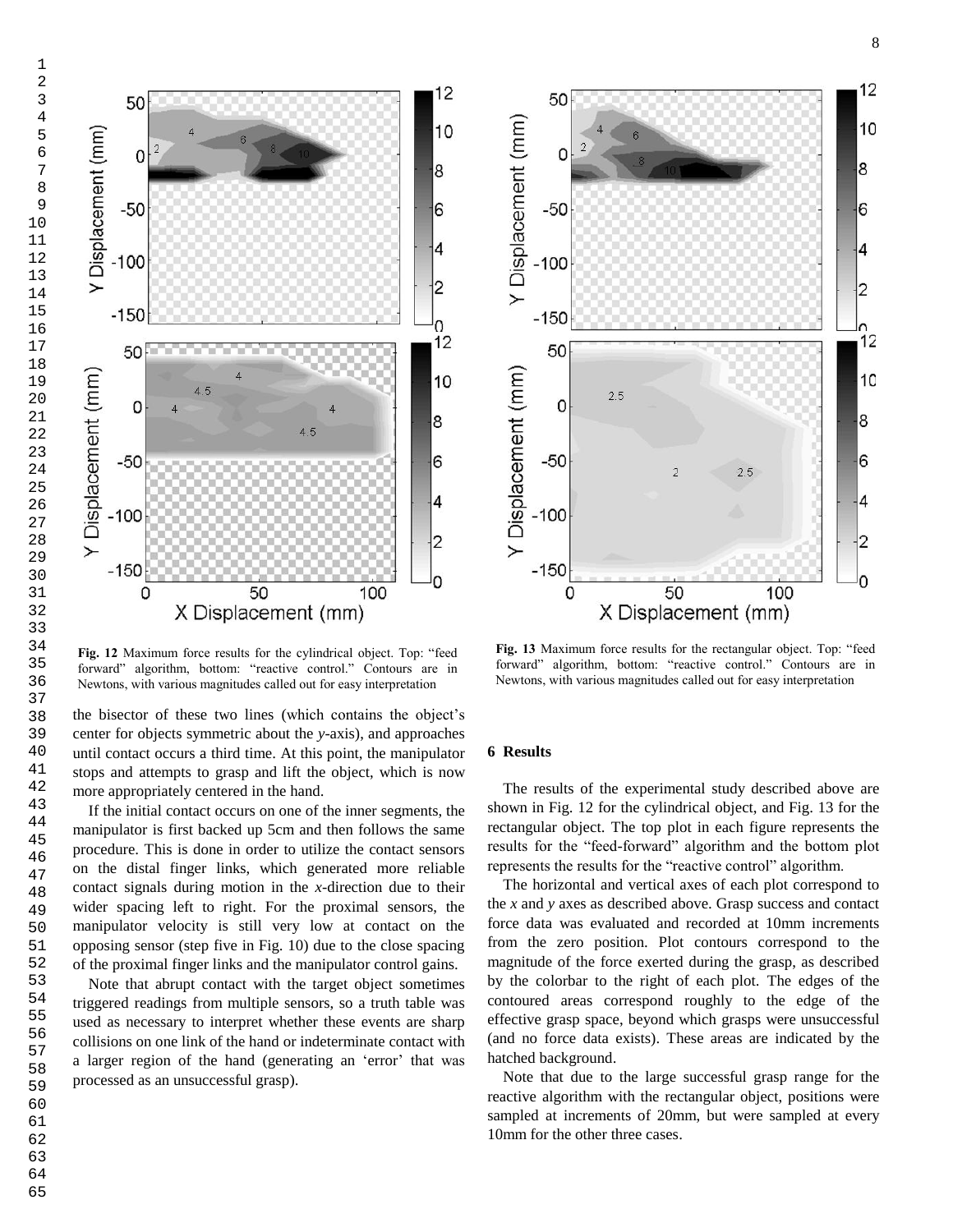**Fig. 12** Maximum force results for the cylindrical object. Top: "feed forward" algorithm, bottom: "reactive control." Contours are in Newtons, with various magnitudes called out for easy interpretation

**Fig. 13** Maximum force results for the rectangular object. Top: "feed forward" algorithm, bottom: "reactive control." Contours are in Newtons, with various magnitudes called out for easy interpretation

the bisector of these two lines (which contains the object's center for objects symmetric about the *y*-axis), and approaches until contact occurs a third time. At this point, the manipulator stops and attempts to grasp and lift the object, which is now more appropriately centered in the hand.

If the initial contact occurs on one of the inner segments, the manipulator is first backed up 5cm and then follows the same procedure. This is done in order to utilize the contact sensors on the distal finger links, which generated more reliable contact signals during motion in the *x*-direction due to their wider spacing left to right. For the proximal sensors, the manipulator velocity is still very low at contact on the opposing sensor (step five in Fig. 10) due to the close spacing of the proximal finger links and the manipulator control gains.

Note that abrupt contact with the target object sometimes triggered readings from multiple sensors, so a truth table was used as necessary to interpret whether these events are sharp collisions on one link of the hand or indeterminate contact with a larger region of the hand (generating an 'error' that was processed as an unsuccessful grasp).

## 6 Results

The results of the experimental study described above are shown in Fig. 12 for the cylindrical object, and Fig. 13 for the rectangular object. The top plot in each figure represents the results for the "feed-forward" algorithm and the bottom plot represents the results for the "reactive control" algorithm.

The horizontal and vertical axes of each plot correspond to the *x* and *y* axes as described above. Grasp success and contact force data was evaluated and recorded at 10mm increments from the zero position. Plot contours correspond to the magnitude of the force exerted during the grasp, as described by the colorbar to the right of each plot. The edges of the contoured areas correspond roughly to the edge of the effective grasp space, beyond which grasps were unsuccessful (and no force data exists). These areas are indicated by the hatched background.

Note that due to the large successful grasp range for the reactive algorithm with the rectangular object, positions were sampled at increments of 20mm, but were sampled at every 10mm for the other three cases.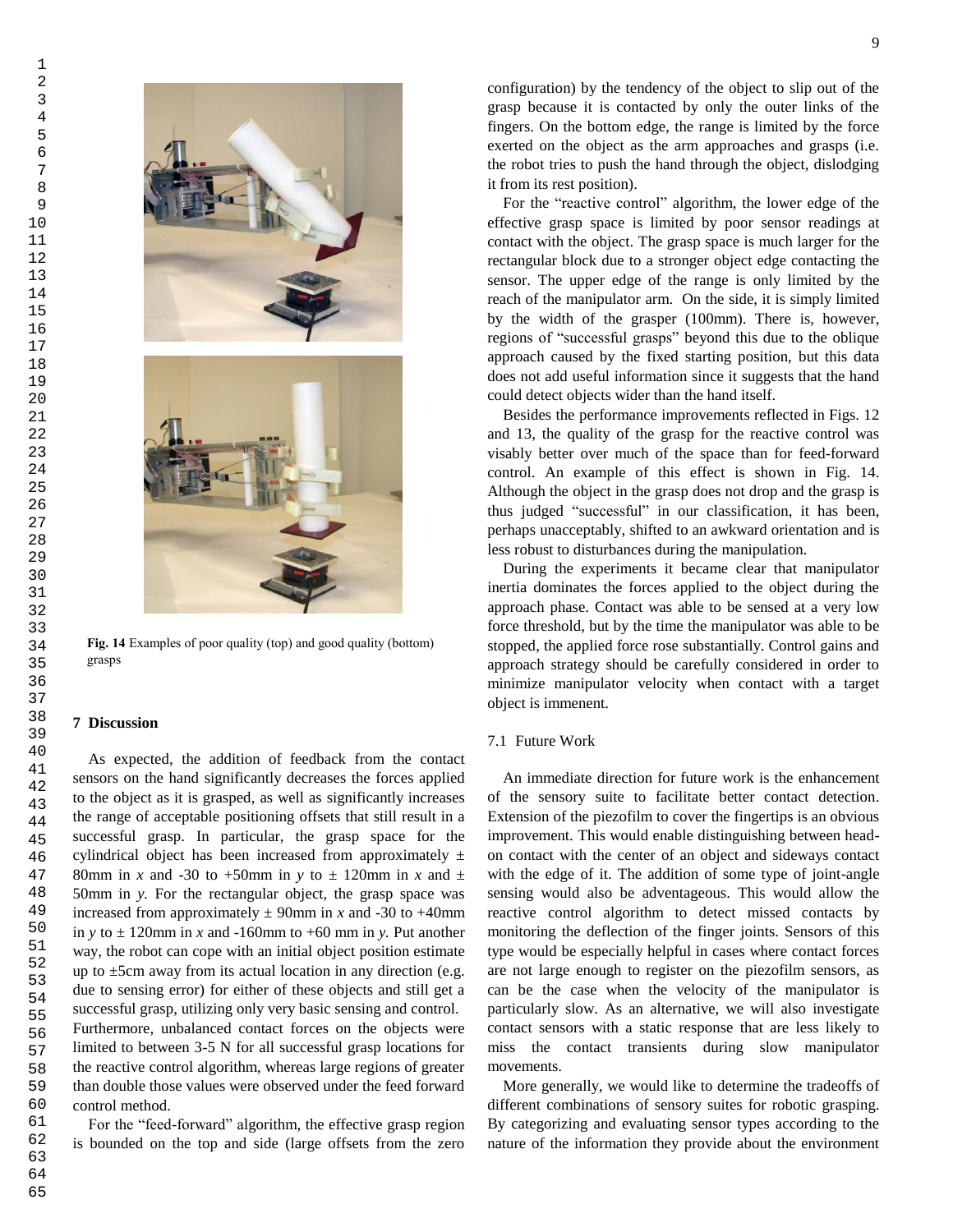Fig. 14 Examples of poor quality (top) and good quality (bottom) grasps

## 7 Discussion

As expected, the addition of feedback from the contact sensors on the hand significantly decreases the forces applied to the object as it is grasped, as well as significantly increases the range of acceptable positioning offsets that still result in a successful grasp. In particular, the grasp space for the cylindrical object has been increased from approximately ± 80mm in *x* and -30 to +50mm in *y* to ± 120mm in *x* and ± 50mm in *y*. For the rectangular object, the grasp space was increased from approximately ± 90mm in *x* and -30 to +40mm in *y* to ± 120mm in *x* and -160mm to +60 mm in *y*. Put another way, the robot can cope with an initial object position estimate up to ±5cm away from its actual location in any direction (e.g. due to sensing error) for either of these objects and still get a successful grasp, utilizing only very basic sensing and control. Furthermore, unbalanced contact forces on the objects were limited to between 3-5 N for all successful grasp locations for the reactive control algorithm, whereas large regions of greater than double those values were observed under the feed forward control method.

For the "feed-forward" algorithm, the effective grasp region is bounded on the top and side (large offsets from the zero configuration) by the tendency of the object to slip out of the grasp because it is contacted by only the outer links of the fingers. On the bottom edge, the range is limited by the force exerted on the object as the arm approaches and grasps (i.e. the robot tries to push the hand through the object, dislodging it from its rest position).

For the "reactive control" algorithm, the lower edge of the effective grasp space is limited by poor sensor readings at contact with the object. The grasp space is much larger for the rectangular block due to a stronger object edge contacting the sensor. The upper edge of the range is only limited by the reach of the manipulator arm. On the side, it is simply limited by the width of the grasper (100mm). There is, however, regions of "successful grasps" beyond this due to the oblique approach caused by the fixed starting position, but this data does not add useful information since it suggests that the hand could detect objects wider than the hand itself.

Besides the performance improvements reflected in Figs. 12 and 13, the quality of the grasp for the reactive control was visably better over much of the space than for feed-forward control. An example of this effect is shown in Fig. 14. Although the object in the grasp does not drop and the grasp is thus judged "successful" in our classification, it has been, perhaps unacceptably, shifted to an awkward orientation and is less robust to disturbances during the manipulation.

During the experiments it became clear that manipulator inertia dominates the forces applied to the object during the approach phase. Contact was able to be sensed at a very low force threshold, but by the time the manipulator was able to be stopped, the applied force rose substantially. Control gains and approach strategy should be carefully considered in order to minimize manipulator velocity when contact with a target object is immenent.

### 7.1 Future Work

An immediate direction for future work is the enhancement of the sensory suite to facilitate better contact detection. Extension of the piezofilm to cover the fingertips is an obvious improvement. This would enable distinguishing between head-on contact with the center of an object and sideways contact with the edge of it. The addition of some type of joint-angle sensing would also be adventageous. This would allow the reactive control algorithm to detect missed contacts by monitoring the deflection of the finger joints. Sensors of this type would be especially helpful in cases where contact forces are not large enough to register on the piezofilm sensors, as can be the case when the velocity of the manipulator is particularly slow. As an alternative, we will also investigate contact sensors with a static response that are less likely to miss the contact transients during slow manipulator movements.

More generally, we would like to determine the tradeoffs of different combinations of sensory suites for robotic grasping. By categorizing and evaluating sensor types according to the nature of the information they provide about the environment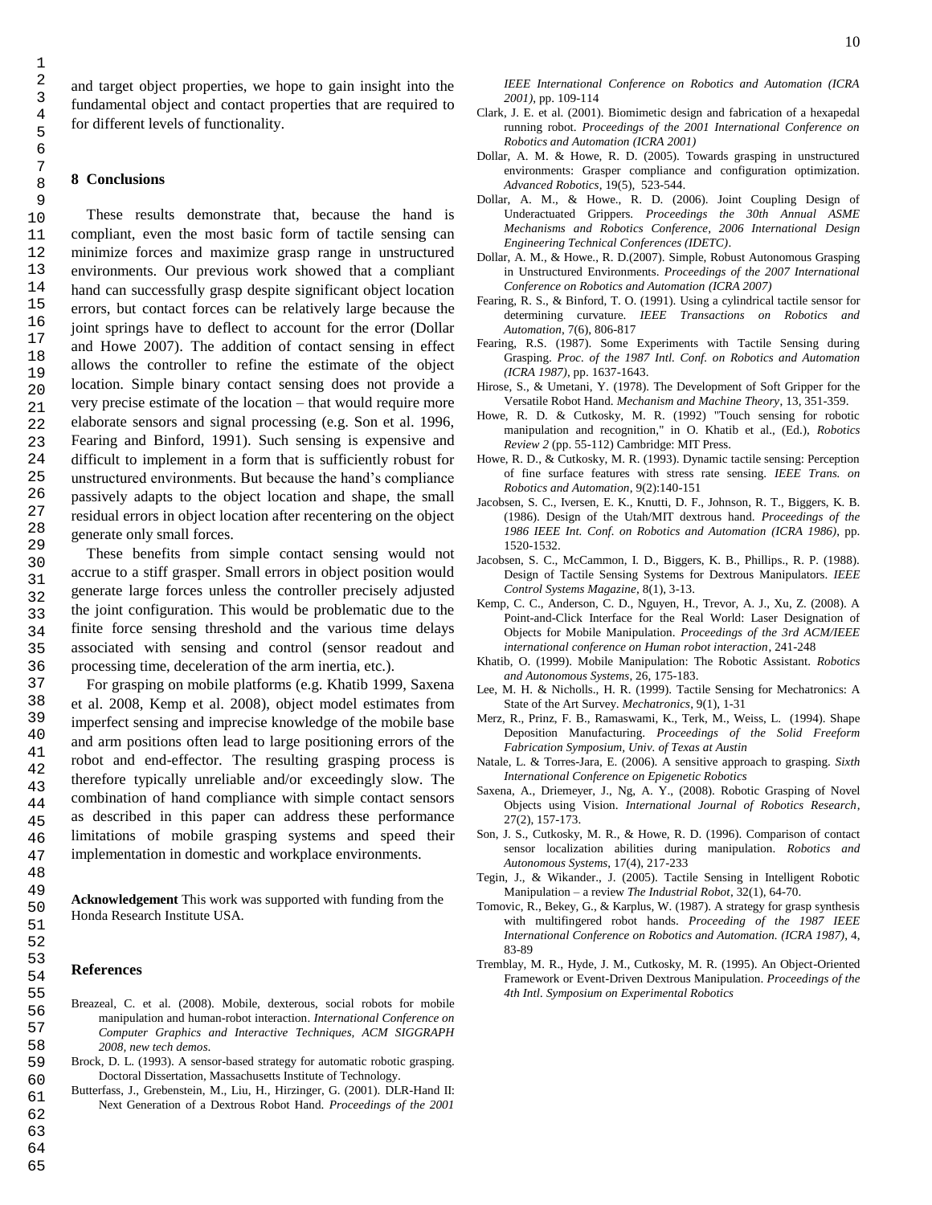and target object properties, we hope to gain insight into the fundamental object and contact properties that are required to for different levels of functionality.

## 8 Conclusions

These results demonstrate that, because the hand is compliant, even the most basic form of tactile sensing can minimize forces and maximize grasp range in unstructured environments. Our previous work showed that a compliant hand can successfully grasp despite significant object location errors, but contact forces can be relatively large because the joint springs have to deflect to account for the error (Dollar and Howe 2007). The addition of contact sensing in effect allows the controller to refine the estimate of the object location. Simple binary contact sensing does not provide a very precise estimate of the location – that would require more elaborate sensors and signal processing (e.g. Son et al. 1996, Fearing and Binford, 1991). Such sensing is expensive and difficult to implement in a form that is sufficiently robust for unstructured environments. But because the hand's compliance passively adapts to the object location and shape, the small residual errors in object location after recentering on the object generate only small forces.

These benefits from simple contact sensing would not accrue to a stiff grasper. Small errors in object position would generate large forces unless the controller precisely adjusted the joint configuration. This would be problematic due to the finite force sensing threshold and the various time delays associated with sensing and control (sensor readout and processing time, deceleration of the arm inertia, etc.).

For grasping on mobile platforms (e.g. Khatib 1999, Saxena et al. 2008, Kemp et al. 2008), object model estimates from imperfect sensing and imprecise knowledge of the mobile base and arm positions often lead to large positioning errors of the robot and end-effector. The resulting grasping process is therefore typically unreliable and/or exceedingly slow. The combination of hand compliance with simple contact sensors as described in this paper can address these performance limitations of mobile grasping systems and speed their implementation in domestic and workplace environments.

**Acknowledgement** This work was supported with funding from the Honda Research Institute USA.

## References

Breazeal, C. et al. (2008). Mobile, dexterous, social robots for mobile manipulation and human-robot interaction. *International Conference on Computer Graphics and Interactive Techniques, ACM SIGGRAPH 2008, new tech demos*.

Brock, D. L. (1993). A sensor-based strategy for automatic robotic grasping. Doctoral Dissertation, Massachusetts Institute of Technology.

Butterfass, J., Grebenstein, M., Liu, H., Hirzinger, G. (2001). DLR-Hand II: Next Generation of a Dextrous Robot Hand. *Proceedings of the 2001 IEEE International Conference on Robotics and Automation (ICRA 2001)*, pp. 109-114

Clark, J. E. et al. (2001). Biomimetic design and fabrication of a hexapedal running robot. *Proceedings of the 2001 International Conference on Robotics and Automation (ICRA 2001)*

Dollar, A. M. & Howe, R. D. (2005). Towards grasping in unstructured environments: Grasper compliance and configuration optimization. *Advanced Robotics*, 19(5), 523-544.

Dollar, A. M., & Howe., R. D. (2006). Joint Coupling Design of Underactuated Grippers. *Proceedings the 30th Annual ASME Mechanisms and Robotics Conference, 2006 International Design Engineering Technical Conferences (IDETC)*.

Dollar, A. M., & Howe., R. D.(2007). Simple, Robust Autonomous Grasping in Unstructured Environments. *Proceedings of the 2007 International Conference on Robotics and Automation (ICRA 2007)*

Fearing, R. S., & Binford, T. O. (1991). Using a cylindrical tactile sensor for determining curvature. *IEEE Transactions on Robotics and Automation*, 7(6), 806-817

Fearing, R.S. (1987). Some Experiments with Tactile Sensing during Grasping. *Proc. of the 1987 Intl. Conf. on Robotics and Automation (ICRA 1987)*, pp. 1637-1643.

Hirose, S., & Umetani, Y. (1978). The Development of Soft Gripper for the Versatile Robot Hand. *Mechanism and Machine Theory*, 13, 351-359.

Howe, R. D. & Cutkosky, M. R. (1992) "Touch sensing for robotic manipulation and recognition," in O. Khatib et al., (Ed.), *Robotics Review 2* (pp. 55-112) Cambridge: MIT Press.

Howe, R. D., & Cutkosky, M. R. (1993). Dynamic tactile sensing: Perception of fine surface features with stress rate sensing. *IEEE Trans. on Robotics and Automation*, 9(2):140-151

Jacobsen, S. C., Iversen, E. K., Knutti, D. F., Johnson, R. T., Biggers, K. B. (1986). Design of the Utah/MIT dextrous hand. *Proceedings of the 1986 IEEE Int. Conf. on Robotics and Automation (ICRA 1986)*, pp. 1520-1532.

Jacobsen, S. C., McCammon, I. D., Biggers, K. B., Phillips., R. P. (1988). Design of Tactile Sensing Systems for Dextrous Manipulators. *IEEE Control Systems Magazine*, 8(1), 3-13.

Kemp, C. C., Anderson, C. D., Nguyen, H., Trevor, A. J., Xu, Z. (2008). A Point-and-Click Interface for the Real World: Laser Designation of Objects for Mobile Manipulation. *Proceedings of the 3rd ACM/IEEE international conference on Human robot interaction*, 241-248

Khatib, O. (1999). Mobile Manipulation: The Robotic Assistant. *Robotics and Autonomous Systems*, 26, 175-183.

Lee, M. H. & Nicholls., H. R. (1999). Tactile Sensing for Mechatronics: A State of the Art Survey. *Mechatronics*, 9(1), 1-31

Merz, R., Prinz, F. B., Ramaswami, K., Terk, M., Weiss, L. (1994). Shape Deposition Manufacturing. *Proceedings of the Solid Freeform Fabrication Symposium, Univ. of Texas at Austin*

Natale, L. & Torres-Jara, E. (2006). A sensitive approach to grasping. *Sixth International Conference on Epigenetic Robotics*

Saxena, A., Driemeyer, J., Ng, A. Y., (2008). Robotic Grasping of Novel Objects using Vision. *International Journal of Robotics Research*, 27(2), 157-173.

Son, J. S., Cutkosky, M. R., & Howe, R. D. (1996). Comparison of contact sensor localization abilities during manipulation. *Robotics and Autonomous Systems*, 17(4), 217-233

Tegin, J., & Wikander., J. (2005). Tactile Sensing in Intelligent Robotic Manipulation – a review *The Industrial Robot*, 32(1), 64-70.

Tomovic, R., Bekey, G., & Karplus, W. (1987). A strategy for grasp synthesis with multifingered robot hands. *Proceeding of the 1987 IEEE International Conference on Robotics and Automation. (ICRA 1987)*, 4, 83-89

Tremblay, M. R., Hyde, J. M., Cutkosky, M. R. (1995). An Object-Oriented Framework or Event-Driven Dextrous Manipulation. *Proceedings of the 4th Intl. Symposium on Experimental Robotics*